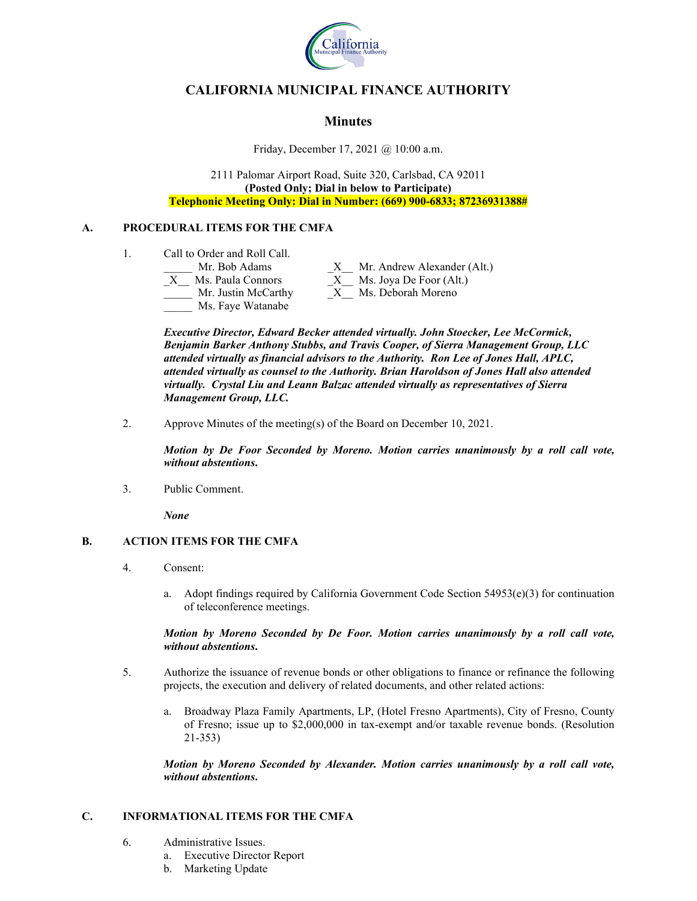# CALIFORNIA MUNICIPAL FINANCE AUTHORITY

## Minutes

Friday, December 17, 2021 @ 10:00 a.m.

2111 Palomar Airport Road, Suite 320, Carlsbad, CA 92011
**(Posted Only; Dial in below to Participate)**
**Telephonic Meeting Only: Dial in Number: (669) 900-6833; 87236931388#**

### A. PROCEDURAL ITEMS FOR THE CMFA

1. Call to Order and Roll Call.

_____ Mr. Bob Adams
_X__ Ms. Paula Connors
_____ Mr. Justin McCarthy
_____ Ms. Faye Watanabe
_X__ Mr. Andrew Alexander (Alt.)
_X__ Ms. Joya De Foor (Alt.)
_X__ Ms. Deborah Moreno

***Executive Director, Edward Becker attended virtually. John Stoecker, Lee McCormick, Benjamin Barker Anthony Stubbs, and Travis Cooper, of Sierra Management Group, LLC attended virtually as financial advisors to the Authority. Ron Lee of Jones Hall, APLC, attended virtually as counsel to the Authority. Brian Haroldson of Jones Hall also attended virtually. Crystal Liu and Leann Balzac attended virtually as representatives of Sierra Management Group, LLC.***

2. Approve Minutes of the meeting(s) of the Board on December 10, 2021.

***Motion by De Foor Seconded by Moreno. Motion carries unanimously by a roll call vote, without abstentions.***

3. Public Comment.

***None***

### B. ACTION ITEMS FOR THE CMFA

4. Consent:

   a. Adopt findings required by California Government Code Section 54953(e)(3) for continuation of teleconference meetings.

***Motion by Moreno Seconded by De Foor. Motion carries unanimously by a roll call vote, without abstentions.***

5. Authorize the issuance of revenue bonds or other obligations to finance or refinance the following projects, the execution and delivery of related documents, and other related actions:

   a. Broadway Plaza Family Apartments, LP, (Hotel Fresno Apartments), City of Fresno, County of Fresno; issue up to $2,000,000 in tax-exempt and/or taxable revenue bonds. (Resolution 21-353)

***Motion by Moreno Seconded by Alexander. Motion carries unanimously by a roll call vote, without abstentions.***

### C. INFORMATIONAL ITEMS FOR THE CMFA

6. Administrative Issues.
   a. Executive Director Report
   b. Marketing Update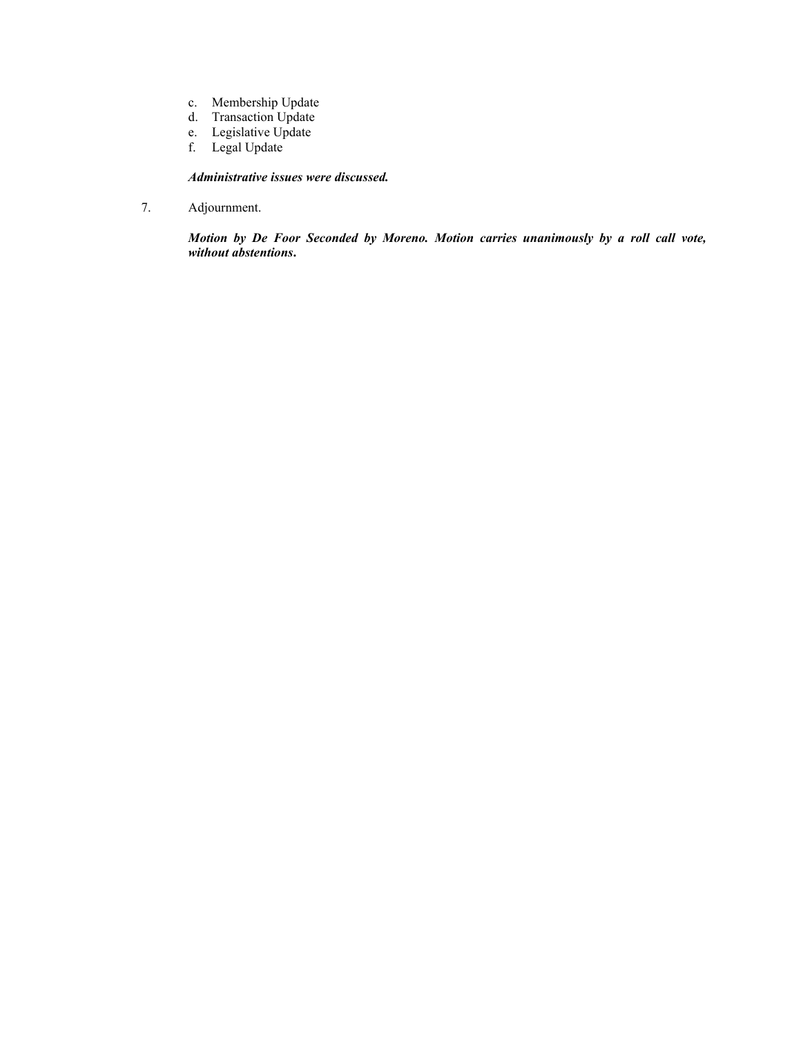c. Membership Update
d. Transaction Update
e. Legislative Update
f. Legal Update

***Administrative issues were discussed.***

7. Adjournment.

***Motion by De Foor Seconded by Moreno. Motion carries unanimously by a roll call vote, without abstentions.***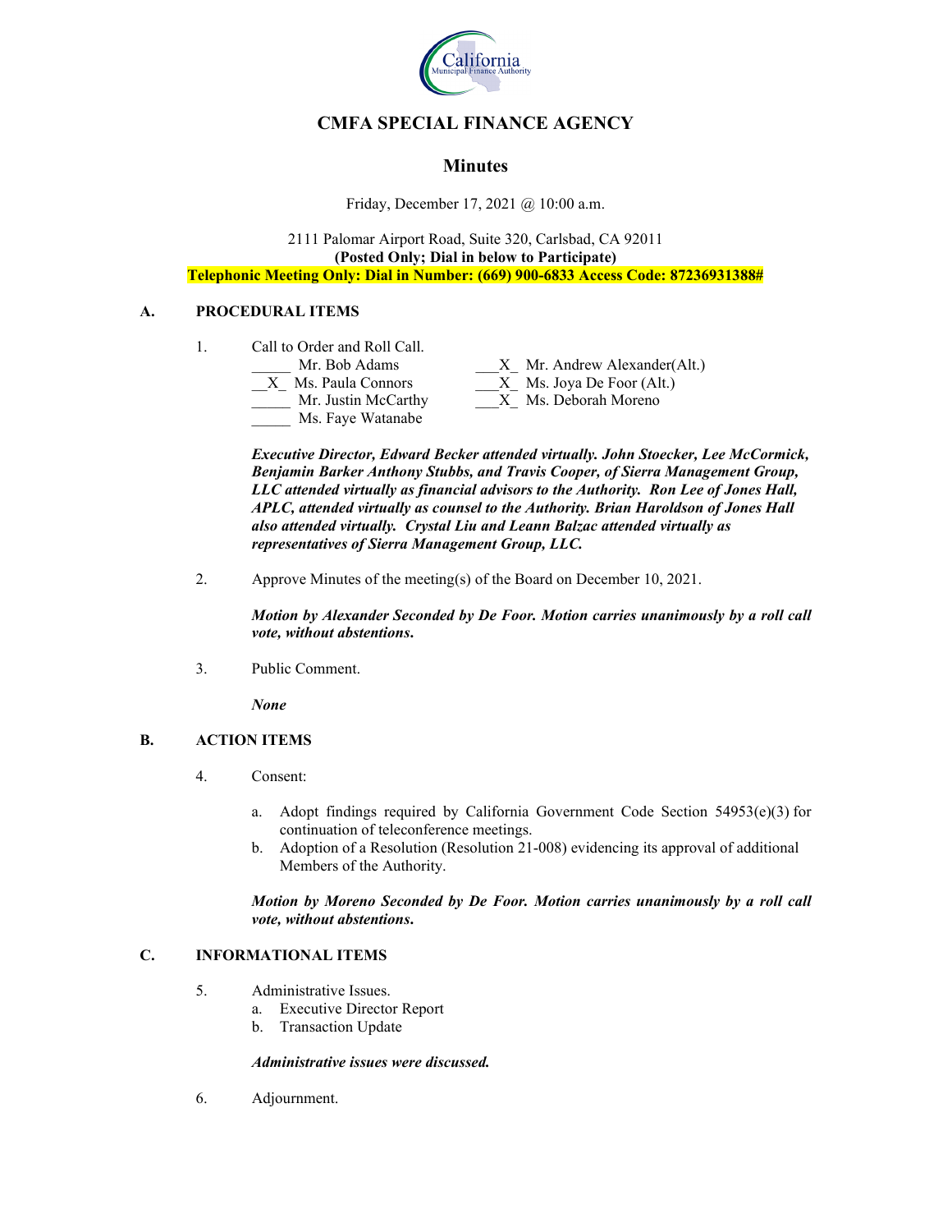# CMFA SPECIAL FINANCE AGENCY

## Minutes

Friday, December 17, 2021 @ 10:00 a.m.

2111 Palomar Airport Road, Suite 320, Carlsbad, CA 92011
**(Posted Only; Dial in below to Participate)**
**Telephonic Meeting Only: Dial in Number: (669) 900-6833 Access Code: 87236931388#**

### A. PROCEDURAL ITEMS

1. Call to Order and Roll Call.

_____ Mr. Bob Adams
__X_ Ms. Paula Connors
_____ Mr. Justin McCarthy
_____ Ms. Faye Watanabe
___X_ Mr. Andrew Alexander(Alt.)
___X_ Ms. Joya De Foor (Alt.)
___X_ Ms. Deborah Moreno

***Executive Director, Edward Becker attended virtually. John Stoecker, Lee McCormick, Benjamin Barker Anthony Stubbs, and Travis Cooper, of Sierra Management Group, LLC attended virtually as financial advisors to the Authority. Ron Lee of Jones Hall, APLC, attended virtually as counsel to the Authority. Brian Haroldson of Jones Hall also attended virtually. Crystal Liu and Leann Balzac attended virtually as representatives of Sierra Management Group, LLC.***

2. Approve Minutes of the meeting(s) of the Board on December 10, 2021.

***Motion by Alexander Seconded by De Foor. Motion carries unanimously by a roll call vote, without abstentions.***

3. Public Comment.

***None***

### B. ACTION ITEMS

4. Consent:

   a. Adopt findings required by California Government Code Section 54953(e)(3) for continuation of teleconference meetings.
   b. Adoption of a Resolution (Resolution 21-008) evidencing its approval of additional Members of the Authority.

***Motion by Moreno Seconded by De Foor. Motion carries unanimously by a roll call vote, without abstentions.***

### C. INFORMATIONAL ITEMS

5. Administrative Issues.
   a. Executive Director Report
   b. Transaction Update

***Administrative issues were discussed.***

6. Adjournment.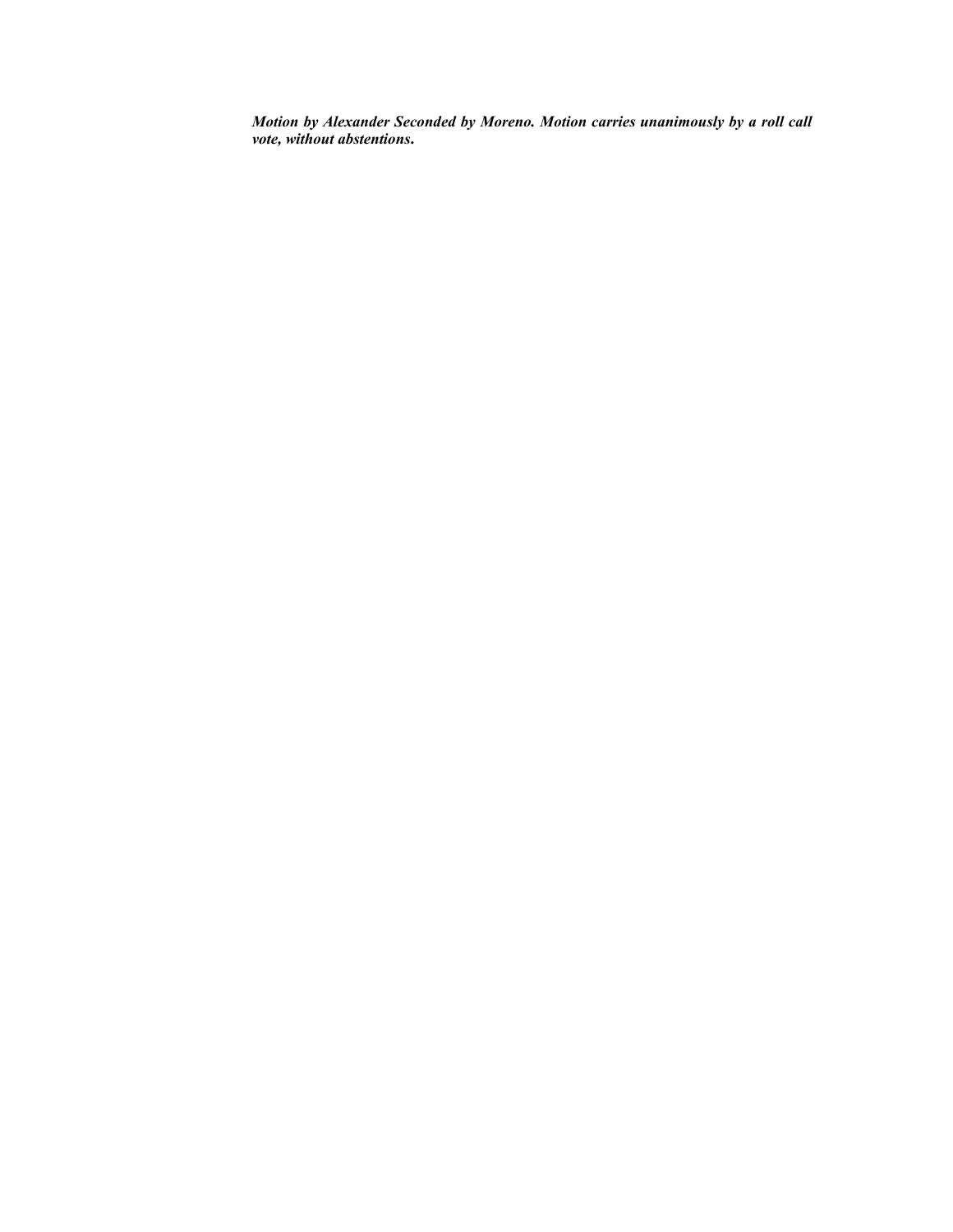***Motion by Alexander Seconded by Moreno. Motion carries unanimously by a roll call vote, without abstentions.***